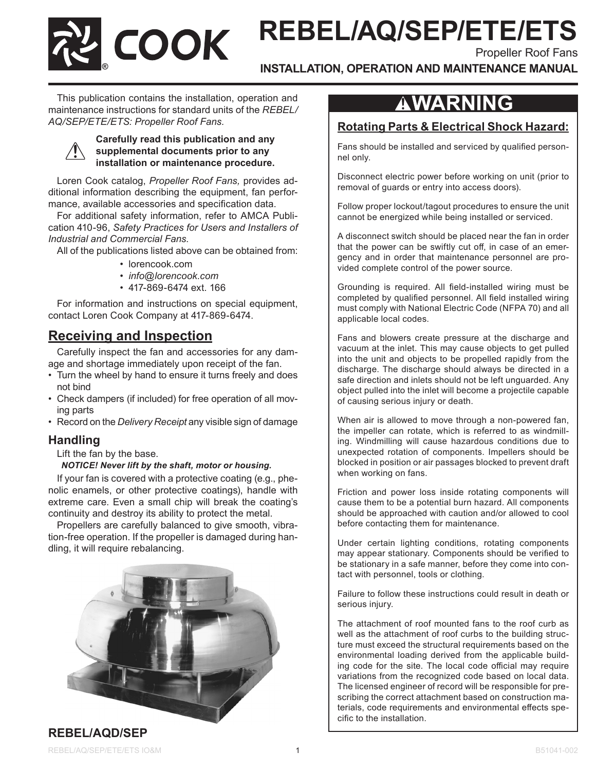# REBEL/AQ/SEP/ETE/ETS

Propeller Roof Fans

**INSTALLATION, OPERATION AND MAINTENANCE MANUAL**

This publication contains the installation, operation and maintenance instructions for standard units of the *REBEL/AQ/SEP/ETE/ETS: Propeller Roof Fans.*

**Carefully read this publication and any supplemental documents prior to any installation or maintenance procedure.**

Loren Cook catalog, *Propeller Roof Fans,* provides additional information describing the equipment, fan performance, available accessories and specification data.

For additional safety information, refer to AMCA Publication 410-96, *Safety Practices for Users and Installers of Industrial and Commercial Fans.*

All of the publications listed above can be obtained from:

- lorencook.com
- *info@lorencook.com*
- 417-869-6474 ext. 166

For information and instructions on special equipment, contact Loren Cook Company at 417-869-6474.

## Receiving and Inspection

Carefully inspect the fan and accessories for any damage and shortage immediately upon receipt of the fan.

- Turn the wheel by hand to ensure it turns freely and does not bind
- Check dampers (if included) for free operation of all moving parts
- Record on the *Delivery Receipt* any visible sign of damage

### Handling

Lift the fan by the base.

***NOTICE! Never lift by the shaft, motor or housing.***

If your fan is covered with a protective coating (e.g., phenolic enamels, or other protective coatings), handle with extreme care. Even a small chip will break the coating's continuity and destroy its ability to protect the metal.

Propellers are carefully balanced to give smooth, vibration-free operation. If the propeller is damaged during handling, it will require rebalancing.

**REBEL/AQD/SEP**

## ⚠WARNING

**Rotating Parts & Electrical Shock Hazard:**

Fans should be installed and serviced by qualified personnel only.

Disconnect electric power before working on unit (prior to removal of guards or entry into access doors).

Follow proper lockout/tagout procedures to ensure the unit cannot be energized while being installed or serviced.

A disconnect switch should be placed near the fan in order that the power can be swiftly cut off, in case of an emergency and in order that maintenance personnel are provided complete control of the power source.

Grounding is required. All field-installed wiring must be completed by qualified personnel. All field installed wiring must comply with National Electric Code (NFPA 70) and all applicable local codes.

Fans and blowers create pressure at the discharge and vacuum at the inlet. This may cause objects to get pulled into the unit and objects to be propelled rapidly from the discharge. The discharge should always be directed in a safe direction and inlets should not be left unguarded. Any object pulled into the inlet will become a projectile capable of causing serious injury or death.

When air is allowed to move through a non-powered fan, the impeller can rotate, which is referred to as windmilling. Windmilling will cause hazardous conditions due to unexpected rotation of components. Impellers should be blocked in position or air passages blocked to prevent draft when working on fans.

Friction and power loss inside rotating components will cause them to be a potential burn hazard. All components should be approached with caution and/or allowed to cool before contacting them for maintenance.

Under certain lighting conditions, rotating components may appear stationary. Components should be verified to be stationary in a safe manner, before they come into contact with personnel, tools or clothing.

Failure to follow these instructions could result in death or serious injury.

The attachment of roof mounted fans to the roof curb as well as the attachment of roof curbs to the building structure must exceed the structural requirements based on the environmental loading derived from the applicable building code for the site. The local code official may require variations from the recognized code based on local data. The licensed engineer of record will be responsible for prescribing the correct attachment based on construction materials, code requirements and environmental effects specific to the installation.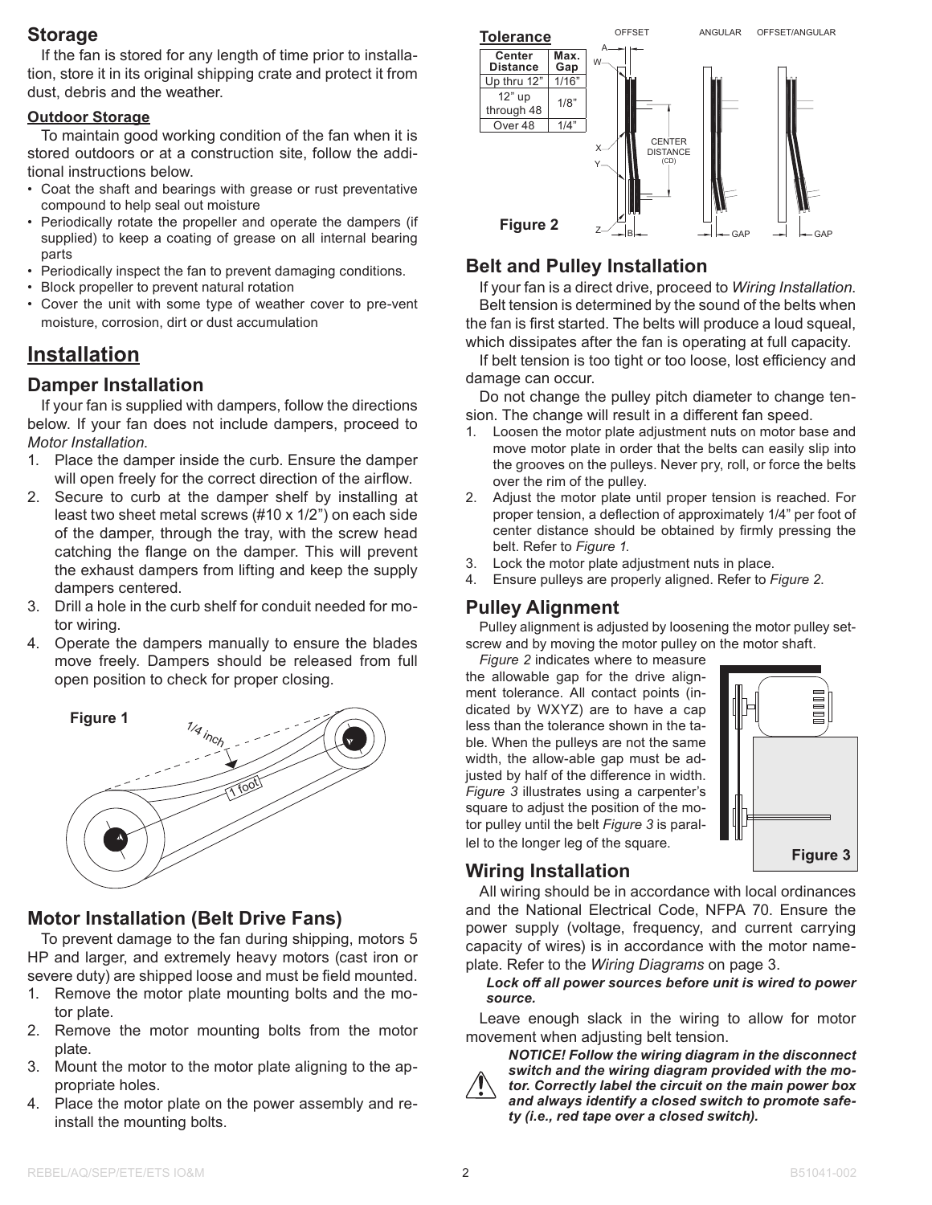## Storage

If the fan is stored for any length of time prior to installation, store it in its original shipping crate and protect it from dust, debris and the weather.

### Outdoor Storage

To maintain good working condition of the fan when it is stored outdoors or at a construction site, follow the additional instructions below.

- Coat the shaft and bearings with grease or rust preventative compound to help seal out moisture
- Periodically rotate the propeller and operate the dampers (if supplied) to keep a coating of grease on all internal bearing parts
- Periodically inspect the fan to prevent damaging conditions.
- Block propeller to prevent natural rotation
- Cover the unit with some type of weather cover to pre-vent moisture, corrosion, dirt or dust accumulation

# Installation

## Damper Installation

If your fan is supplied with dampers, follow the directions below. If your fan does not include dampers, proceed to *Motor Installation.*

1. Place the damper inside the curb. Ensure the damper will open freely for the correct direction of the airflow.
2. Secure to curb at the damper shelf by installing at least two sheet metal screws (#10 x 1/2") on each side of the damper, through the tray, with the screw head catching the flange on the damper. This will prevent the exhaust dampers from lifting and keep the supply dampers centered.
3. Drill a hole in the curb shelf for conduit needed for motor wiring.
4. Operate the dampers manually to ensure the blades move freely. Dampers should be released from full open position to check for proper closing.

Figure 1

## Motor Installation (Belt Drive Fans)

To prevent damage to the fan during shipping, motors 5 HP and larger, and extremely heavy motors (cast iron or severe duty) are shipped loose and must be field mounted.

1. Remove the motor plate mounting bolts and the motor plate.
2. Remove the motor mounting bolts from the motor plate.
3. Mount the motor to the motor plate aligning to the appropriate holes.
4. Place the motor plate on the power assembly and reinstall the mounting bolts.

**Tolerance**

| Center Distance | Max. Gap |
|---|---|
| Up thru 12" | 1/16" |
| 12" up through 48 | 1/8" |
| Over 48 | 1/4" |

Figure 2

## Belt and Pulley Installation

If your fan is a direct drive, proceed to *Wiring Installation.*

Belt tension is determined by the sound of the belts when the fan is first started. The belts will produce a loud squeal, which dissipates after the fan is operating at full capacity.

If belt tension is too tight or too loose, lost efficiency and damage can occur.

Do not change the pulley pitch diameter to change tension. The change will result in a different fan speed.

1. Loosen the motor plate adjustment nuts on motor base and move motor plate in order that the belts can easily slip into the grooves on the pulleys. Never pry, roll, or force the belts over the rim of the pulley.
2. Adjust the motor plate until proper tension is reached. For proper tension, a deflection of approximately 1/4" per foot of center distance should be obtained by firmly pressing the belt. Refer to *Figure 1.*
3. Lock the motor plate adjustment nuts in place.
4. Ensure pulleys are properly aligned. Refer to *Figure 2.*

## Pulley Alignment

Pulley alignment is adjusted by loosening the motor pulley setscrew and by moving the motor pulley on the motor shaft.

*Figure 2* indicates where to measure the allowable gap for the drive alignment tolerance. All contact points (indicated by WXYZ) are to have a cap less than the tolerance shown in the table. When the pulleys are not the same width, the allow-able gap must be adjusted by half of the difference in width. *Figure 3* illustrates using a carpenter's square to adjust the position of the motor pulley until the belt *Figure 3* is parallel to the longer leg of the square.

Figure 3

## Wiring Installation

All wiring should be in accordance with local ordinances and the National Electrical Code, NFPA 70. Ensure the power supply (voltage, frequency, and current carrying capacity of wires) is in accordance with the motor nameplate. Refer to the *Wiring Diagrams* on page 3.

***Lock off all power sources before unit is wired to power source.***

Leave enough slack in the wiring to allow for motor movement when adjusting belt tension.

***NOTICE! Follow the wiring diagram in the disconnect switch and the wiring diagram provided with the motor. Correctly label the circuit on the main power box and always identify a closed switch to promote safety (i.e., red tape over a closed switch).***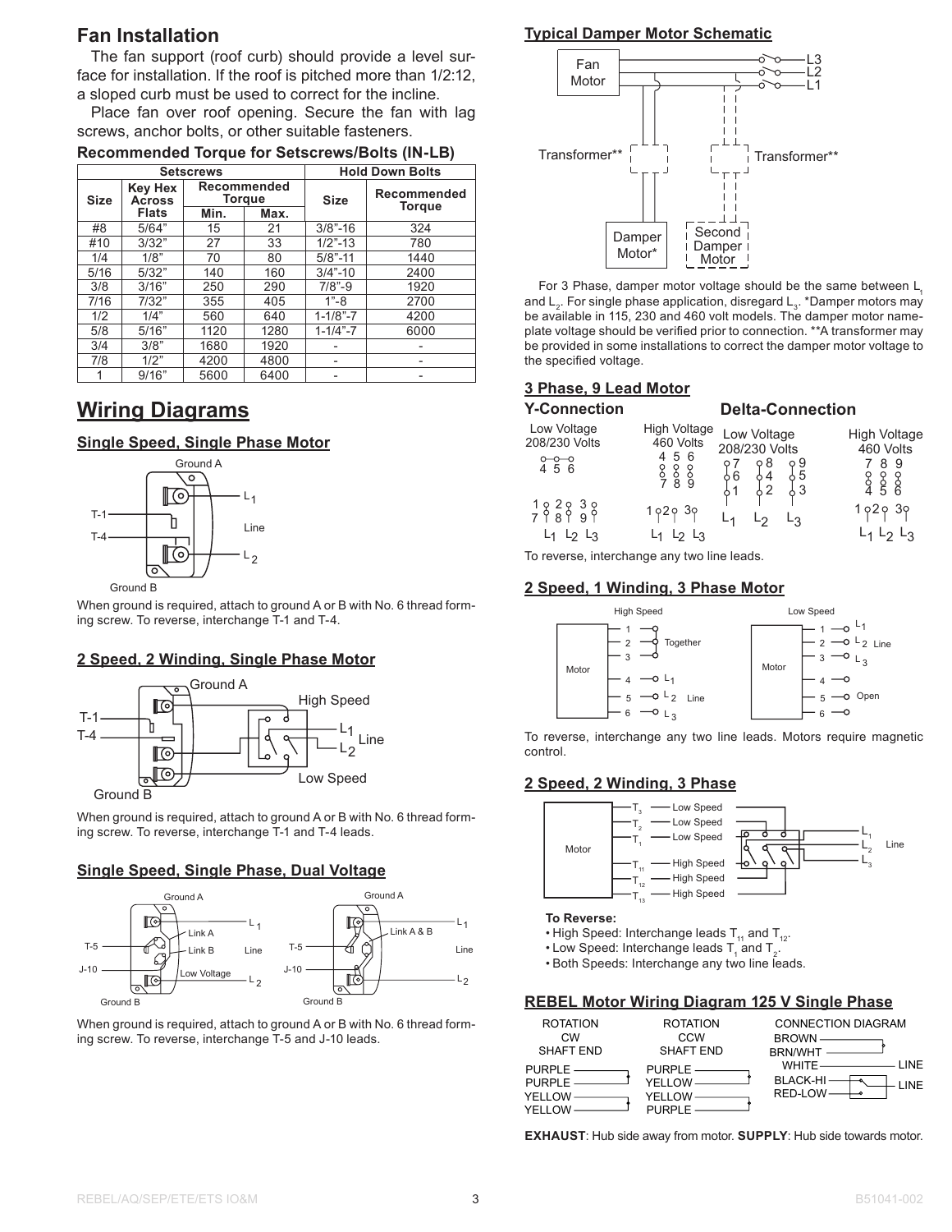## Fan Installation

The fan support (roof curb) should provide a level surface for installation. If the roof is pitched more than 1/2:12, a sloped curb must be used to correct for the incline.

Place fan over roof opening. Secure the fan with lag screws, anchor bolts, or other suitable fasteners.

**Recommended Torque for Setscrews/Bolts (IN-LB)**

| Setscrews | | | | Hold Down Bolts | |
|---|---|---|---|---|---|
| Size | Key Hex Across Flats | Recommended Torque | | Size | Recommended Torque |
| | | Min. | Max. | | |
| #8 | 5/64" | 15 | 21 | 3/8"-16 | 324 |
| #10 | 3/32" | 27 | 33 | 1/2"-13 | 780 |
| 1/4 | 1/8" | 70 | 80 | 5/8"-11 | 1440 |
| 5/16 | 5/32" | 140 | 160 | 3/4"-10 | 2400 |
| 3/8 | 3/16" | 250 | 290 | 7/8"-9 | 1920 |
| 7/16 | 7/32" | 355 | 405 | 1"-8 | 2700 |
| 1/2 | 1/4" | 560 | 640 | 1-1/8"-7 | 4200 |
| 5/8 | 5/16" | 1120 | 1280 | 1-1/4"-7 | 6000 |
| 3/4 | 3/8" | 1680 | 1920 | - | - |
| 7/8 | 1/2" | 4200 | 4800 | - | - |
| 1 | 9/16" | 5600 | 6400 | - | - |

# Wiring Diagrams

### Single Speed, Single Phase Motor

Ground A, T-1, T-4, $L_1$, Line, $L_2$, Ground B

When ground is required, attach to ground A or B with No. 6 thread forming screw. To reverse, interchange T-1 and T-4.

### 2 Speed, 2 Winding, Single Phase Motor

Ground A, T-1, T-4, High Speed, $L_1$, Line, $L_2$, Low Speed, Ground B

When ground is required, attach to ground A or B with No. 6 thread forming screw. To reverse, interchange T-1 and T-4 leads.

### Single Speed, Single Phase, Dual Voltage

Ground A, Link A, Link B, Low Voltage, T-5, J-10, $L_1$, Line, $L_2$, Ground B

Ground A, Link A & B, T-5, J-10, $L_1$, Line, $L_2$, Ground B

When ground is required, attach to ground A or B with No. 6 thread forming screw. To reverse, interchange T-5 and J-10 leads.

### Typical Damper Motor Schematic

Fan Motor, L3, L2, L1, Transformer**, Transformer**, Damper Motor*, Second Damper Motor

For 3 Phase, damper motor voltage should be the same between $L_1$ and $L_2$. For single phase application, disregard $L_3$. *Damper motors may be available in 115, 230 and 460 volt models. The damper motor nameplate voltage should be verified prior to connection. **A transformer may be provided in some installations to correct the damper motor voltage to the specified voltage.

### 3 Phase, 9 Lead Motor

**Y-Connection**

Low Voltage 208/230 Volts: 4 5 6 (tied together); 1-7, 2-8, 3-9; $L_1$ $L_2$ $L_3$

High Voltage 460 Volts: 4-7, 5-8, 6-9; 1 2 3; $L_1$ $L_2$ $L_3$

**Delta-Connection**

Low Voltage 208/230 Volts: 7-6-1, 8-4-2, 9-5-3; $L_1$ $L_2$ $L_3$

High Voltage 460 Volts: 7-4, 8-5, 9-6; 1 2 3; $L_1$ $L_2$ $L_3$

To reverse, interchange any two line leads.

### 2 Speed, 1 Winding, 3 Phase Motor

High Speed: Motor 1, 2, 3 Together; 4 $L_1$, 5 $L_2$ Line, 6 $L_3$

Low Speed: Motor 1 $L_1$, 2 $L_2$ Line, 3 $L_3$; 4, 5, 6 Open

To reverse, interchange any two line leads. Motors require magnetic control.

### 2 Speed, 2 Winding, 3 Phase

Motor: $T_3$ Low Speed, $T_2$ Low Speed, $T_1$ Low Speed, $T_{11}$ High Speed, $T_{12}$ High Speed, $T_{13}$ High Speed; $L_1$, $L_2$, $L_3$ Line

**To Reverse:**

- High Speed: Interchange leads $T_{11}$ and $T_{12}$.
- Low Speed: Interchange leads $T_1$ and $T_2$.
- Both Speeds: Interchange any two line leads.

### REBEL Motor Wiring Diagram 125 V Single Phase

ROTATION CW SHAFT END: PURPLE, PURPLE, YELLOW, YELLOW

ROTATION CCW SHAFT END: PURPLE, YELLOW, YELLOW, PURPLE

CONNECTION DIAGRAM: BROWN, BRN/WHT, WHITE — LINE, BLACK-HI, RED-LOW — LINE

**EXHAUST**: Hub side away from motor. **SUPPLY**: Hub side towards motor.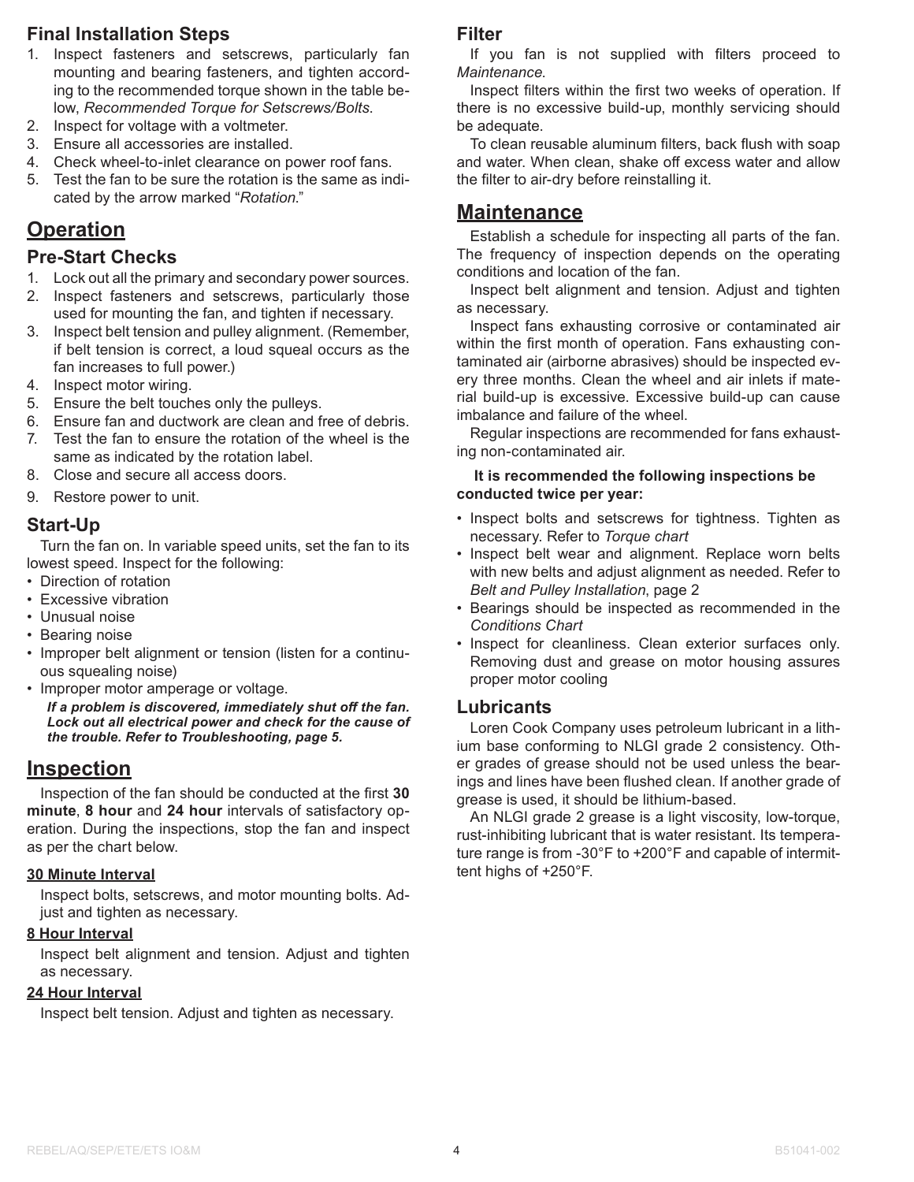### Final Installation Steps

1. Inspect fasteners and setscrews, particularly fan mounting and bearing fasteners, and tighten according to the recommended torque shown in the table below, *Recommended Torque for Setscrews/Bolts*.
2. Inspect for voltage with a voltmeter.
3. Ensure all accessories are installed.
4. Check wheel-to-inlet clearance on power roof fans.
5. Test the fan to be sure the rotation is the same as indicated by the arrow marked "*Rotation*."

## Operation

### Pre-Start Checks

1. Lock out all the primary and secondary power sources.
2. Inspect fasteners and setscrews, particularly those used for mounting the fan, and tighten if necessary.
3. Inspect belt tension and pulley alignment. (Remember, if belt tension is correct, a loud squeal occurs as the fan increases to full power.)
4. Inspect motor wiring.
5. Ensure the belt touches only the pulleys.
6. Ensure fan and ductwork are clean and free of debris.
7. Test the fan to ensure the rotation of the wheel is the same as indicated by the rotation label.
8. Close and secure all access doors.
9. Restore power to unit.

### Start-Up

Turn the fan on. In variable speed units, set the fan to its lowest speed. Inspect for the following:

- Direction of rotation
- Excessive vibration
- Unusual noise
- Bearing noise
- Improper belt alignment or tension (listen for a continuous squealing noise)
- Improper motor amperage or voltage.

***If a problem is discovered, immediately shut off the fan. Lock out all electrical power and check for the cause of the trouble. Refer to Troubleshooting, page 5.***

## Inspection

Inspection of the fan should be conducted at the first **30 minute**, **8 hour** and **24 hour** intervals of satisfactory operation. During the inspections, stop the fan and inspect as per the chart below.

**30 Minute Interval**

Inspect bolts, setscrews, and motor mounting bolts. Adjust and tighten as necessary.

**8 Hour Interval**

Inspect belt alignment and tension. Adjust and tighten as necessary.

**24 Hour Interval**

Inspect belt tension. Adjust and tighten as necessary.

### Filter

If you fan is not supplied with filters proceed to *Maintenance*.

Inspect filters within the first two weeks of operation. If there is no excessive build-up, monthly servicing should be adequate.

To clean reusable aluminum filters, back flush with soap and water. When clean, shake off excess water and allow the filter to air-dry before reinstalling it.

## Maintenance

Establish a schedule for inspecting all parts of the fan. The frequency of inspection depends on the operating conditions and location of the fan.

Inspect belt alignment and tension. Adjust and tighten as necessary.

Inspect fans exhausting corrosive or contaminated air within the first month of operation. Fans exhausting contaminated air (airborne abrasives) should be inspected every three months. Clean the wheel and air inlets if material build-up is excessive. Excessive build-up can cause imbalance and failure of the wheel.

Regular inspections are recommended for fans exhausting non-contaminated air.

**It is recommended the following inspections be conducted twice per year:**

- Inspect bolts and setscrews for tightness. Tighten as necessary. Refer to *Torque chart*
- Inspect belt wear and alignment. Replace worn belts with new belts and adjust alignment as needed. Refer to *Belt and Pulley Installation*, page 2
- Bearings should be inspected as recommended in the *Conditions Chart*
- Inspect for cleanliness. Clean exterior surfaces only. Removing dust and grease on motor housing assures proper motor cooling

### Lubricants

Loren Cook Company uses petroleum lubricant in a lithium base conforming to NLGI grade 2 consistency. Other grades of grease should not be used unless the bearings and lines have been flushed clean. If another grade of grease is used, it should be lithium-based.

An NLGI grade 2 grease is a light viscosity, low-torque, rust-inhibiting lubricant that is water resistant. Its temperature range is from -30°F to +200°F and capable of intermittent highs of +250°F.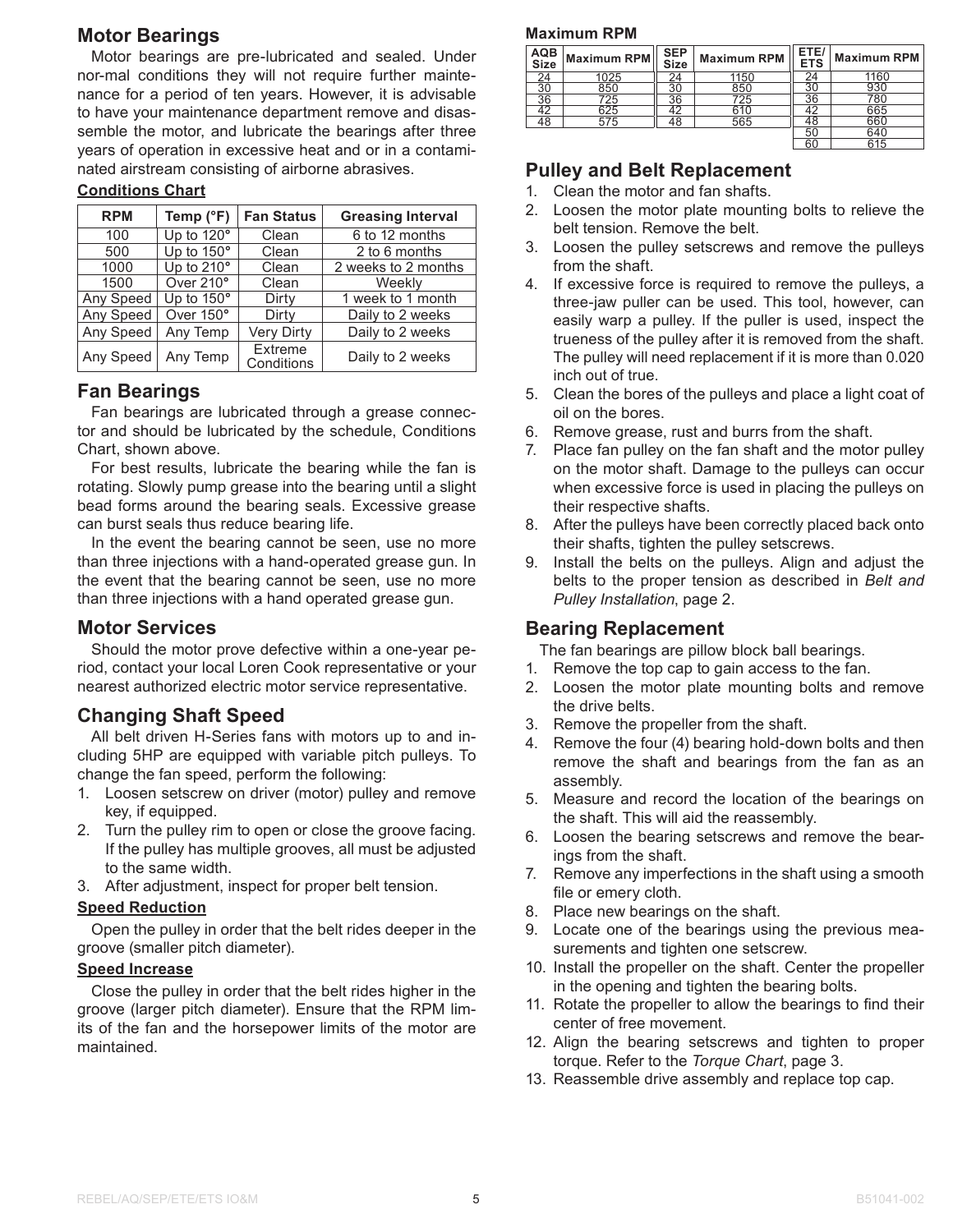## Motor Bearings

Motor bearings are pre-lubricated and sealed. Under nor-mal conditions they will not require further maintenance for a period of ten years. However, it is advisable to have your maintenance department remove and disassemble the motor, and lubricate the bearings after three years of operation in excessive heat and or in a contaminated airstream consisting of airborne abrasives.

**Conditions Chart**

| RPM | Temp (°F) | Fan Status | Greasing Interval |
|---|---|---|---|
| 100 | Up to 120° | Clean | 6 to 12 months |
| 500 | Up to 150° | Clean | 2 to 6 months |
| 1000 | Up to 210° | Clean | 2 weeks to 2 months |
| 1500 | Over 210° | Clean | Weekly |
| Any Speed | Up to 150° | Dirty | 1 week to 1 month |
| Any Speed | Over 150° | Dirty | Daily to 2 weeks |
| Any Speed | Any Temp | Very Dirty | Daily to 2 weeks |
| Any Speed | Any Temp | Extreme Conditions | Daily to 2 weeks |

## Fan Bearings

Fan bearings are lubricated through a grease connector and should be lubricated by the schedule, Conditions Chart, shown above.

For best results, lubricate the bearing while the fan is rotating. Slowly pump grease into the bearing until a slight bead forms around the bearing seals. Excessive grease can burst seals thus reduce bearing life.

In the event the bearing cannot be seen, use no more than three injections with a hand-operated grease gun. In the event that the bearing cannot be seen, use no more than three injections with a hand operated grease gun.

## Motor Services

Should the motor prove defective within a one-year period, contact your local Loren Cook representative or your nearest authorized electric motor service representative.

## Changing Shaft Speed

All belt driven H-Series fans with motors up to and including 5HP are equipped with variable pitch pulleys. To change the fan speed, perform the following:

1. Loosen setscrew on driver (motor) pulley and remove key, if equipped.
2. Turn the pulley rim to open or close the groove facing. If the pulley has multiple grooves, all must be adjusted to the same width.
3. After adjustment, inspect for proper belt tension.

**Speed Reduction**

Open the pulley in order that the belt rides deeper in the groove (smaller pitch diameter).

**Speed Increase**

Close the pulley in order that the belt rides higher in the groove (larger pitch diameter). Ensure that the RPM limits of the fan and the horsepower limits of the motor are maintained.

**Maximum RPM**

| AQB Size | Maximum RPM | SEP Size | Maximum RPM | ETE/ ETS | Maximum RPM |
|---|---|---|---|---|---|
| 24 | 1025 | 24 | 1150 | 24 | 1160 |
| 30 | 850 | 30 | 850 | 30 | 930 |
| 36 | 725 | 36 | 725 | 36 | 780 |
| 42 | 625 | 42 | 610 | 42 | 665 |
| 48 | 575 | 48 | 565 | 48 | 660 |
| | | | | 50 | 640 |
| | | | | 60 | 615 |

## Pulley and Belt Replacement

1. Clean the motor and fan shafts.
2. Loosen the motor plate mounting bolts to relieve the belt tension. Remove the belt.
3. Loosen the pulley setscrews and remove the pulleys from the shaft.
4. If excessive force is required to remove the pulleys, a three-jaw puller can be used. This tool, however, can easily warp a pulley. If the puller is used, inspect the trueness of the pulley after it is removed from the shaft. The pulley will need replacement if it is more than 0.020 inch out of true.
5. Clean the bores of the pulleys and place a light coat of oil on the bores.
6. Remove grease, rust and burrs from the shaft.
7. Place fan pulley on the fan shaft and the motor pulley on the motor shaft. Damage to the pulleys can occur when excessive force is used in placing the pulleys on their respective shafts.
8. After the pulleys have been correctly placed back onto their shafts, tighten the pulley setscrews.
9. Install the belts on the pulleys. Align and adjust the belts to the proper tension as described in *Belt and Pulley Installation*, page 2.

## Bearing Replacement

The fan bearings are pillow block ball bearings.

1. Remove the top cap to gain access to the fan.
2. Loosen the motor plate mounting bolts and remove the drive belts.
3. Remove the propeller from the shaft.
4. Remove the four (4) bearing hold-down bolts and then remove the shaft and bearings from the fan as an assembly.
5. Measure and record the location of the bearings on the shaft. This will aid the reassembly.
6. Loosen the bearing setscrews and remove the bearings from the shaft.
7. Remove any imperfections in the shaft using a smooth file or emery cloth.
8. Place new bearings on the shaft.
9. Locate one of the bearings using the previous measurements and tighten one setscrew.
10. Install the propeller on the shaft. Center the propeller in the opening and tighten the bearing bolts.
11. Rotate the propeller to allow the bearings to find their center of free movement.
12. Align the bearing setscrews and tighten to proper torque. Refer to the *Torque Chart*, page 3.
13. Reassemble drive assembly and replace top cap.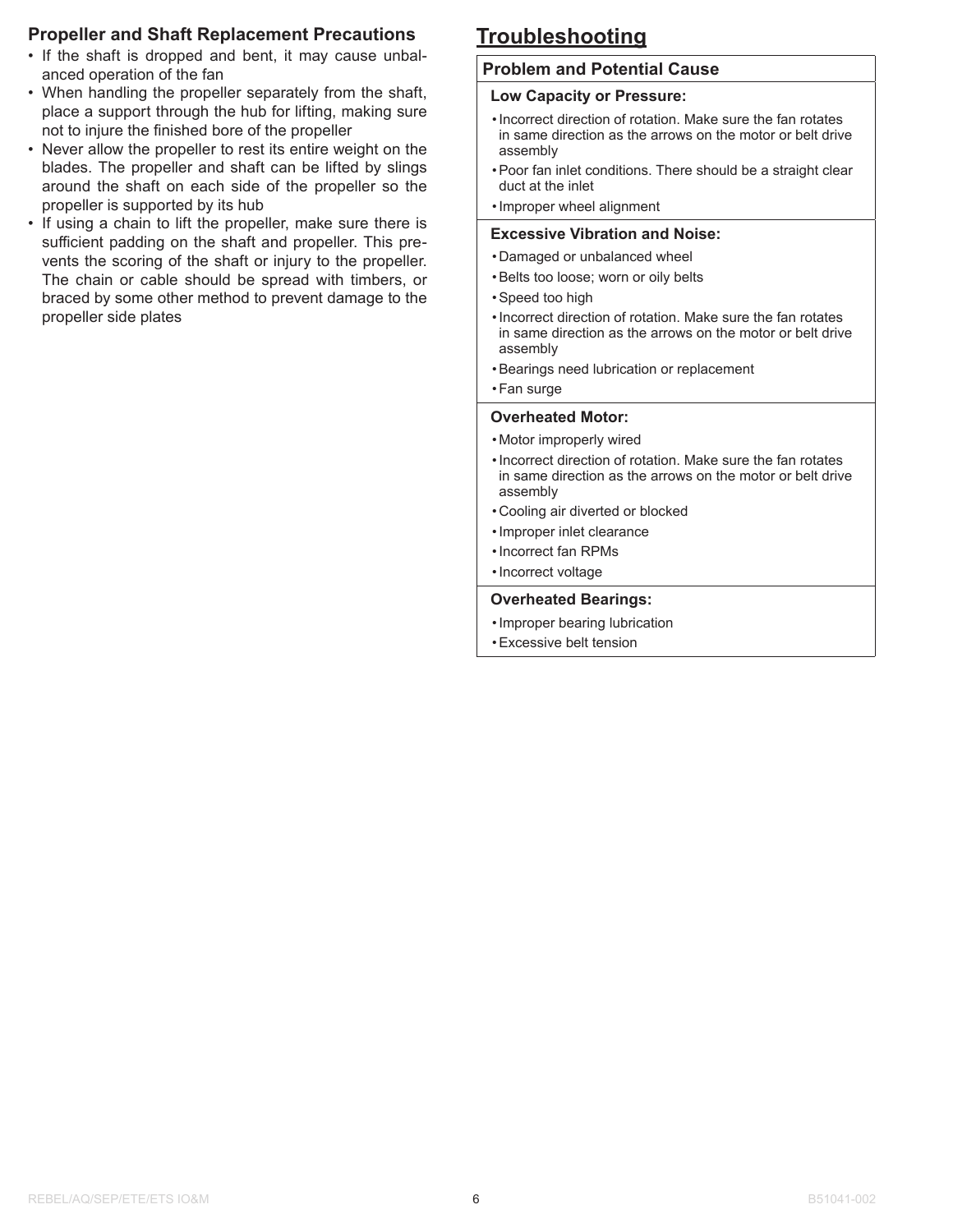### Propeller and Shaft Replacement Precautions

- If the shaft is dropped and bent, it may cause unbalanced operation of the fan
- When handling the propeller separately from the shaft, place a support through the hub for lifting, making sure not to injure the finished bore of the propeller
- Never allow the propeller to rest its entire weight on the blades. The propeller and shaft can be lifted by slings around the shaft on each side of the propeller so the propeller is supported by its hub
- If using a chain to lift the propeller, make sure there is sufficient padding on the shaft and propeller. This prevents the scoring of the shaft or injury to the propeller. The chain or cable should be spread with timbers, or braced by some other method to prevent damage to the propeller side plates

## Troubleshooting

### Problem and Potential Cause

**Low Capacity or Pressure:**

- Incorrect direction of rotation. Make sure the fan rotates in same direction as the arrows on the motor or belt drive assembly
- Poor fan inlet conditions. There should be a straight clear duct at the inlet
- Improper wheel alignment

**Excessive Vibration and Noise:**

- Damaged or unbalanced wheel
- Belts too loose; worn or oily belts
- Speed too high
- Incorrect direction of rotation. Make sure the fan rotates in same direction as the arrows on the motor or belt drive assembly
- Bearings need lubrication or replacement
- Fan surge

**Overheated Motor:**

- Motor improperly wired
- Incorrect direction of rotation. Make sure the fan rotates in same direction as the arrows on the motor or belt drive assembly
- Cooling air diverted or blocked
- Improper inlet clearance
- Incorrect fan RPMs
- Incorrect voltage

**Overheated Bearings:**

- Improper bearing lubrication
- Excessive belt tension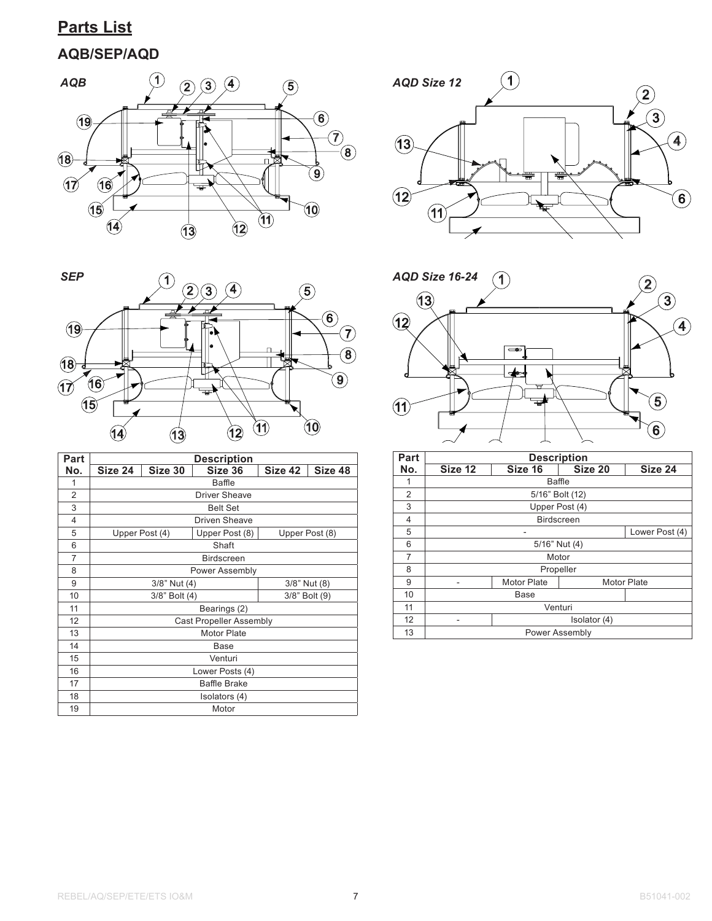# Parts List

## AQB/SEP/AQD

*AQB*

*AQD Size 12*

*SEP*

*AQD Size 16-24*

| Part No. | Description | | | | |
|---|---|---|---|---|---|
| | Size 24 | Size 30 | Size 36 | Size 42 | Size 48 |
| 1 | Baffle | | | | |
| 2 | Driver Sheave | | | | |
| 3 | Belt Set | | | | |
| 4 | Driven Sheave | | | | |
| 5 | Upper Post (4) | | Upper Post (8) | Upper Post (8) | |
| 6 | Shaft | | | | |
| 7 | Birdscreen | | | | |
| 8 | Power Assembly | | | | |
| 9 | 3/8" Nut (4) | | | 3/8" Nut (8) | |
| 10 | 3/8" Bolt (4) | | | 3/8" Bolt (9) | |
| 11 | Bearings (2) | | | | |
| 12 | Cast Propeller Assembly | | | | |
| 13 | Motor Plate | | | | |
| 14 | Base | | | | |
| 15 | Venturi | | | | |
| 16 | Lower Posts (4) | | | | |
| 17 | Baffle Brake | | | | |
| 18 | Isolators (4) | | | | |
| 19 | Motor | | | | |

| Part No. | Description | | | |
|---|---|---|---|---|
| | Size 12 | Size 16 | Size 20 | Size 24 |
| 1 | Baffle | | | |
| 2 | 5/16" Bolt (12) | | | |
| 3 | Upper Post (4) | | | |
| 4 | Birdscreen | | | |
| 5 | - | | | Lower Post (4) |
| 6 | 5/16" Nut (4) | | | |
| 7 | Motor | | | |
| 8 | Propeller | | | |
| 9 | - | Motor Plate | Motor Plate | |
| 10 | Base | | | |
| 11 | Venturi | | | |
| 12 | - | Isolator (4) | | |
| 13 | Power Assembly | | | |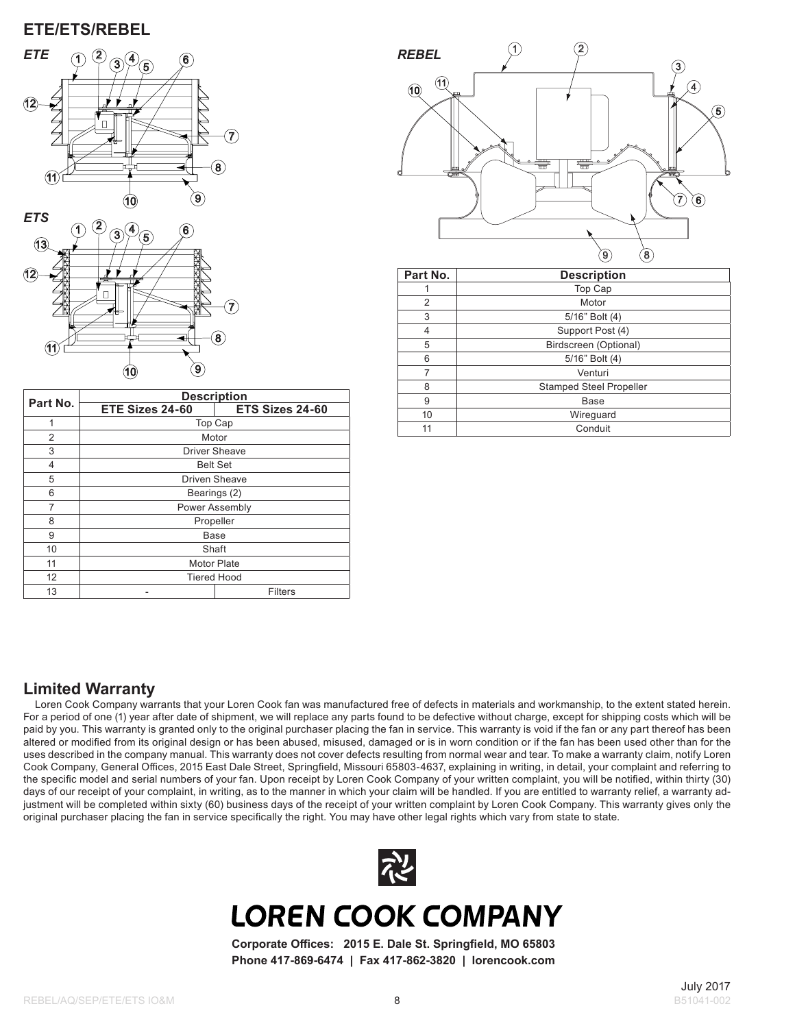## ETE/ETS/REBEL

*ETE*

*ETS*

| Part No. | Description | |
|---|---|---|
| | ETE Sizes 24-60 | ETS Sizes 24-60 |
| 1 | Top Cap | |
| 2 | Motor | |
| 3 | Driver Sheave | |
| 4 | Belt Set | |
| 5 | Driven Sheave | |
| 6 | Bearings (2) | |
| 7 | Power Assembly | |
| 8 | Propeller | |
| 9 | Base | |
| 10 | Shaft | |
| 11 | Motor Plate | |
| 12 | Tiered Hood | |
| 13 | - | Filters |

*REBEL*

| Part No. | Description |
|---|---|
| 1 | Top Cap |
| 2 | Motor |
| 3 | 5/16" Bolt (4) |
| 4 | Support Post (4) |
| 5 | Birdscreen (Optional) |
| 6 | 5/16" Bolt (4) |
| 7 | Venturi |
| 8 | Stamped Steel Propeller |
| 9 | Base |
| 10 | Wireguard |
| 11 | Conduit |

## Limited Warranty

Loren Cook Company warrants that your Loren Cook fan was manufactured free of defects in materials and workmanship, to the extent stated herein. For a period of one (1) year after date of shipment, we will replace any parts found to be defective without charge, except for shipping costs which will be paid by you. This warranty is granted only to the original purchaser placing the fan in service. This warranty is void if the fan or any part thereof has been altered or modified from its original design or has been abused, misused, damaged or is in worn condition or if the fan has been used other than for the uses described in the company manual. This warranty does not cover defects resulting from normal wear and tear. To make a warranty claim, notify Loren Cook Company, General Offices, 2015 East Dale Street, Springfield, Missouri 65803-4637, explaining in writing, in detail, your complaint and referring to the specific model and serial numbers of your fan. Upon receipt by Loren Cook Company of your written complaint, you will be notified, within thirty (30) days of our receipt of your complaint, in writing, as to the manner in which your claim will be handled. If you are entitled to warranty relief, a warranty adjustment will be completed within sixty (60) business days of the receipt of your written complaint by Loren Cook Company. This warranty gives only the original purchaser placing the fan in service specifically the right. You may have other legal rights which vary from state to state.

**LOREN COOK COMPANY**

**Corporate Offices: 2015 E. Dale St. Springfield, MO 65803**
**Phone 417-869-6474 | Fax 417-862-3820 | lorencook.com**

July 2017

B51041-002